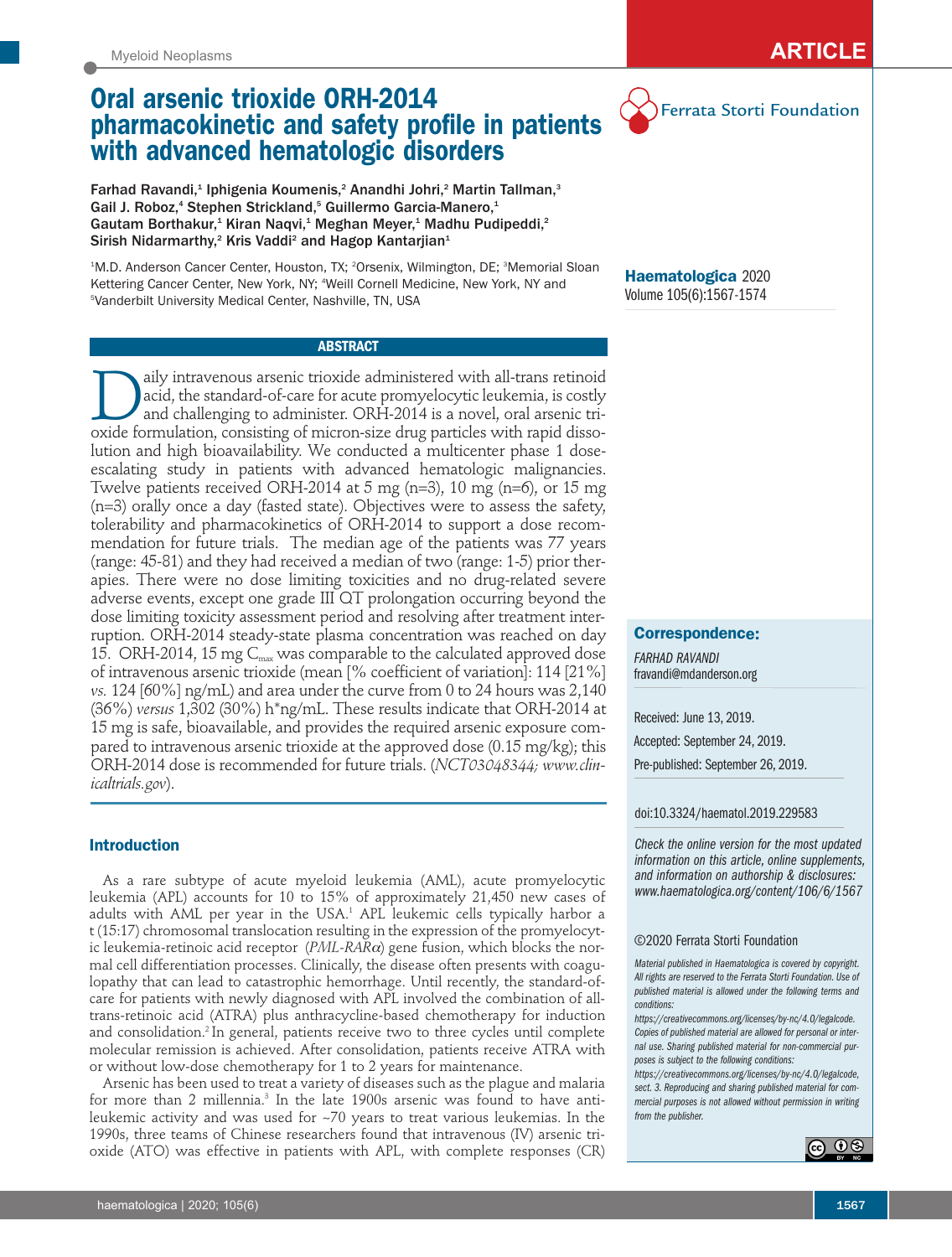ARTICLE

# Oral arsenic trioxide ORH-2014 pharmacokinetic and safety profile in patients with advanced hematologic disorders

Farhad Ravandi,[1] Iphigenia Koumenis,[2] Anandhi Johri,[2] Martin Tallman,[3] Gail J. Roboz,[4] Stephen Strickland,[5] Guillermo Garcia-Manero,[1] Gautam Borthakur,[1] Kiran Naqvi,[1] Meghan Meyer,[1] Madhu Pudipeddi,[2] Sirish Nidarmarthy,[2] Kris Vaddi[2] and Hagop Kantarjian[1]

[1]M.D. Anderson Cancer Center, Houston, TX; [2]Orsenix, Wilmington, DE; [3]Memorial Sloan Kettering Cancer Center, New York, NY; [4]Weill Cornell Medicine, New York, NY and [5]Vanderbilt University Medical Center, Nashville, TN, USA

**Haematologica** 2020
Volume 105(6):1567-1574

## ABSTRACT

Daily intravenous arsenic trioxide administered with all-trans retinoid acid, the standard-of-care for acute promyelocytic leukemia, is costly and challenging to administer. ORH-2014 is a novel, oral arsenic trioxide formulation, consisting of micron-size drug particles with rapid dissolution and high bioavailability. We conducted a multicenter phase 1 dose-escalating study in patients with advanced hematologic malignancies. Twelve patients received ORH-2014 at 5 mg (n=3), 10 mg (n=6), or 15 mg (n=3) orally once a day (fasted state). Objectives were to assess the safety, tolerability and pharmacokinetics of ORH-2014 to support a dose recommendation for future trials. The median age of the patients was 77 years (range: 45-81) and they had received a median of two (range: 1-5) prior therapies. There were no dose limiting toxicities and no drug-related severe adverse events, except one grade III QT prolongation occurring beyond the dose limiting toxicity assessment period and resolving after treatment interruption. ORH-2014 steady-state plasma concentration was reached on day 15. ORH-2014, 15 mg $C_{max}$ was comparable to the calculated approved dose of intravenous arsenic trioxide (mean [% coefficient of variation]: 114 [21%] *vs.* 124 [60%] ng/mL) and area under the curve from 0 to 24 hours was 2,140 (36%) *versus* 1,302 (30%) h*ng/mL. These results indicate that ORH-2014 at 15 mg is safe, bioavailable, and provides the required arsenic exposure compared to intravenous arsenic trioxide at the approved dose (0.15 mg/kg); this ORH-2014 dose is recommended for future trials. (*NCT03048344; www.clinicaltrials.gov*).

**Correspondence:**

*FARHAD RAVANDI*
fravandi@mdanderson.org

Received: June 13, 2019.
Accepted: September 24, 2019.
Pre-published: September 26, 2019.

doi:10.3324/haematol.2019.229583

*Check the online version for the most updated information on this article, online supplements, and information on authorship & disclosures: www.haematologica.org/content/106/6/1567*

©2020 Ferrata Storti Foundation

*Material published in Haematologica is covered by copyright. All rights are reserved to the Ferrata Storti Foundation. Use of published material is allowed under the following terms and conditions: https://creativecommons.org/licenses/by-nc/4.0/legalcode. Copies of published material are allowed for personal or internal use. Sharing published material for non-commercial purposes is subject to the following conditions: https://creativecommons.org/licenses/by-nc/4.0/legalcode, sect. 3. Reproducing and sharing published material for commercial purposes is not allowed without permission in writing from the publisher.*

## Introduction

As a rare subtype of acute myeloid leukemia (AML), acute promyelocytic leukemia (APL) accounts for 10 to 15% of approximately 21,450 new cases of adults with AML per year in the USA.[1] APL leukemic cells typically harbor a t (15:17) chromosomal translocation resulting in the expression of the promyelocytic leukemia-retinoic acid receptor (*PML-RARα*) gene fusion, which blocks the normal cell differentiation processes. Clinically, the disease often presents with coagulopathy that can lead to catastrophic hemorrhage. Until recently, the standard-of-care for patients with newly diagnosed with APL involved the combination of all-trans-retinoic acid (ATRA) plus anthracycline-based chemotherapy for induction and consolidation.[2] In general, patients receive two to three cycles until complete molecular remission is achieved. After consolidation, patients receive ATRA with or without low-dose chemotherapy for 1 to 2 years for maintenance.

Arsenic has been used to treat a variety of diseases such as the plague and malaria for more than 2 millennia.[3] In the late 1900s arsenic was found to have antileukemic activity and was used for ~70 years to treat various leukemias. In the 1990s, three teams of Chinese researchers found that intravenous (IV) arsenic trioxide (ATO) was effective in patients with APL, with complete responses (CR)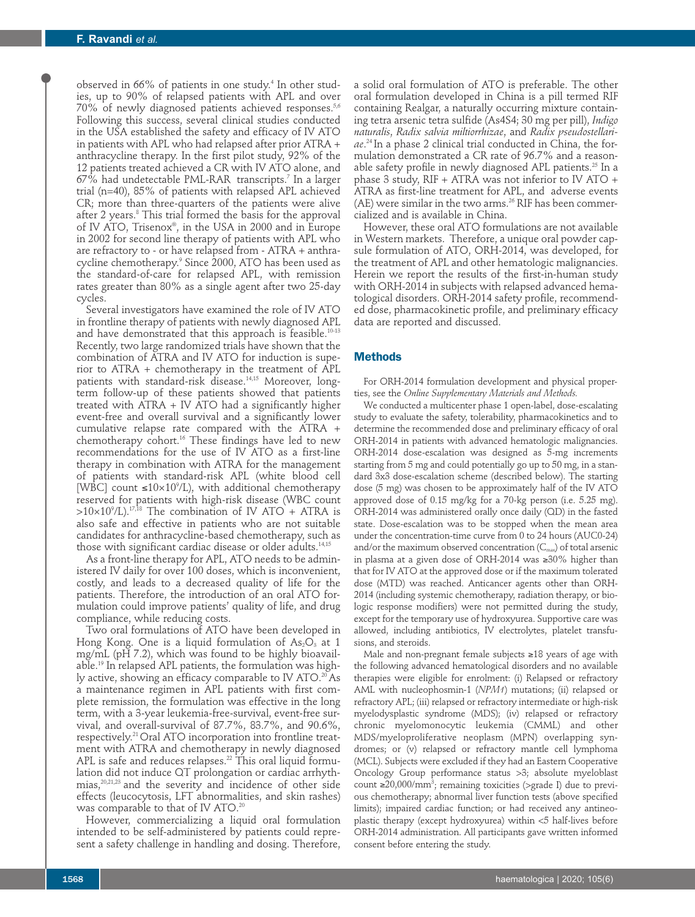observed in 66% of patients in one study.[4] In other studies, up to 90% of relapsed patients with APL and over 70% of newly diagnosed patients achieved responses.[5,6] Following this success, several clinical studies conducted in the USA established the safety and efficacy of IV ATO in patients with APL who had relapsed after prior ATRA + anthracycline therapy. In the first pilot study, 92% of the 12 patients treated achieved a CR with IV ATO alone, and 67% had undetectable PML-RAR transcripts.[7] In a larger trial (n=40), 85% of patients with relapsed APL achieved CR; more than three-quarters of the patients were alive after 2 years.[8] This trial formed the basis for the approval of IV ATO, Trisenox®, in the USA in 2000 and in Europe in 2002 for second line therapy of patients with APL who are refractory to - or have relapsed from - ATRA + anthracycline chemotherapy.[9] Since 2000, ATO has been used as the standard-of-care for relapsed APL, with remission rates greater than 80% as a single agent after two 25-day cycles.

Several investigators have examined the role of IV ATO in frontline therapy of patients with newly diagnosed APL and have demonstrated that this approach is feasible.[10-13] Recently, two large randomized trials have shown that the combination of ATRA and IV ATO for induction is superior to ATRA + chemotherapy in the treatment of APL patients with standard-risk disease.[14,15] Moreover, long-term follow-up of these patients showed that patients treated with ATRA + IV ATO had a significantly higher event-free and overall survival and a significantly lower cumulative relapse rate compared with the ATRA + chemotherapy cohort.[16] These findings have led to new recommendations for the use of IV ATO as a first-line therapy in combination with ATRA for the management of patients with standard-risk APL (white blood cell [WBC] count $\leq 10\times10^9$/L), with additional chemotherapy reserved for patients with high-risk disease (WBC count $>10\times10^9$/L).[17,18] The combination of IV ATO + ATRA is also safe and effective in patients who are not suitable candidates for anthracycline-based chemotherapy, such as those with significant cardiac disease or older adults.[14,15]

As a front-line therapy for APL, ATO needs to be administered IV daily for over 100 doses, which is inconvenient, costly, and leads to a decreased quality of life for the patients. Therefore, the introduction of an oral ATO formulation could improve patients' quality of life, and drug compliance, while reducing costs.

Two oral formulations of ATO have been developed in Hong Kong. One is a liquid formulation of $As_2O_3$ at 1 mg/mL (pH 7.2), which was found to be highly bioavailable.[19] In relapsed APL patients, the formulation was highly active, showing an efficacy comparable to IV ATO.[20] As a maintenance regimen in APL patients with first complete remission, the formulation was effective in the long term, with a 3-year leukemia-free-survival, event-free survival, and overall-survival of 87.7%, 83.7%, and 90.6%, respectively.[21] Oral ATO incorporation into frontline treatment with ATRA and chemotherapy in newly diagnosed APL is safe and reduces relapses.[22] This oral liquid formulation did not induce QT prolongation or cardiac arrhythmias,[20,21,23] and the severity and incidence of other side effects (leucocytosis, LFT abnormalities, and skin rashes) was comparable to that of IV ATO.[20]

However, commercializing a liquid oral formulation intended to be self-administered by patients could represent a safety challenge in handling and dosing. Therefore, a solid oral formulation of ATO is preferable. The other oral formulation developed in China is a pill termed RIF containing Realgar, a naturally occurring mixture containing tetra arsenic tetra sulfide ($As_4S_4$; 30 mg per pill), *Indigo naturalis*, *Radix salvia miltiorrhizae*, and *Radix pseudostellariae*.[24] In a phase 2 clinical trial conducted in China, the formulation demonstrated a CR rate of 96.7% and a reasonable safety profile in newly diagnosed APL patients.[25] In a phase 3 study, RIF + ATRA was not inferior to IV ATO + ATRA as first-line treatment for APL, and adverse events (AE) were similar in the two arms.[26] RIF has been commercialized and is available in China.

However, these oral ATO formulations are not available in Western markets. Therefore, a unique oral powder capsule formulation of ATO, ORH-2014, was developed, for the treatment of APL and other hematologic malignancies. Herein we report the results of the first-in-human study with ORH-2014 in subjects with relapsed advanced hematological disorders. ORH-2014 safety profile, recommended dose, pharmacokinetic profile, and preliminary efficacy data are reported and discussed.

## Methods

For ORH-2014 formulation development and physical properties, see the *Online Supplementary Materials and Methods.*

We conducted a multicenter phase 1 open-label, dose-escalating study to evaluate the safety, tolerability, pharmacokinetics and to determine the recommended dose and preliminary efficacy of oral ORH-2014 in patients with advanced hematologic malignancies. ORH-2014 dose-escalation was designed as 5-mg increments starting from 5 mg and could potentially go up to 50 mg, in a standard 3x3 dose-escalation scheme (described below). The starting dose (5 mg) was chosen to be approximately half of the IV ATO approved dose of 0.15 mg/kg for a 70-kg person (i.e. 5.25 mg). ORH-2014 was administered orally once daily (QD) in the fasted state. Dose-escalation was to be stopped when the mean area under the concentration-time curve from 0 to 24 hours (AUC0-24) and/or the maximum observed concentration ($C_{max}$) of total arsenic in plasma at a given dose of ORH-2014 was ≥30% higher than that for IV ATO at the approved dose or if the maximum tolerated dose (MTD) was reached. Anticancer agents other than ORH-2014 (including systemic chemotherapy, radiation therapy, or biologic response modifiers) were not permitted during the study, except for the temporary use of hydroxyurea. Supportive care was allowed, including antibiotics, IV electrolytes, platelet transfusions, and steroids.

Male and non-pregnant female subjects ≥18 years of age with the following advanced hematological disorders and no available therapies were eligible for enrolment: (i) Relapsed or refractory AML with nucleophosmin-1 (*NPM1*) mutations; (ii) relapsed or refractory APL; (iii) relapsed or refractory intermediate or high-risk myelodysplastic syndrome (MDS); (iv) relapsed or refractory chronic myelomonocytic leukemia (CMML) and other MDS/myeloproliferative neoplasm (MPN) overlapping syndromes; or (v) relapsed or refractory mantle cell lymphoma (MCL). Subjects were excluded if they had an Eastern Cooperative Oncology Group performance status >3; absolute myeloblast count ≥20,000/mm³; remaining toxicities (>grade I) due to previous chemotherapy; abnormal liver function tests (above specified limits); impaired cardiac function; or had received any antineoplastic therapy (except hydroxyurea) within <5 half-lives before ORH-2014 administration. All participants gave written informed consent before entering the study.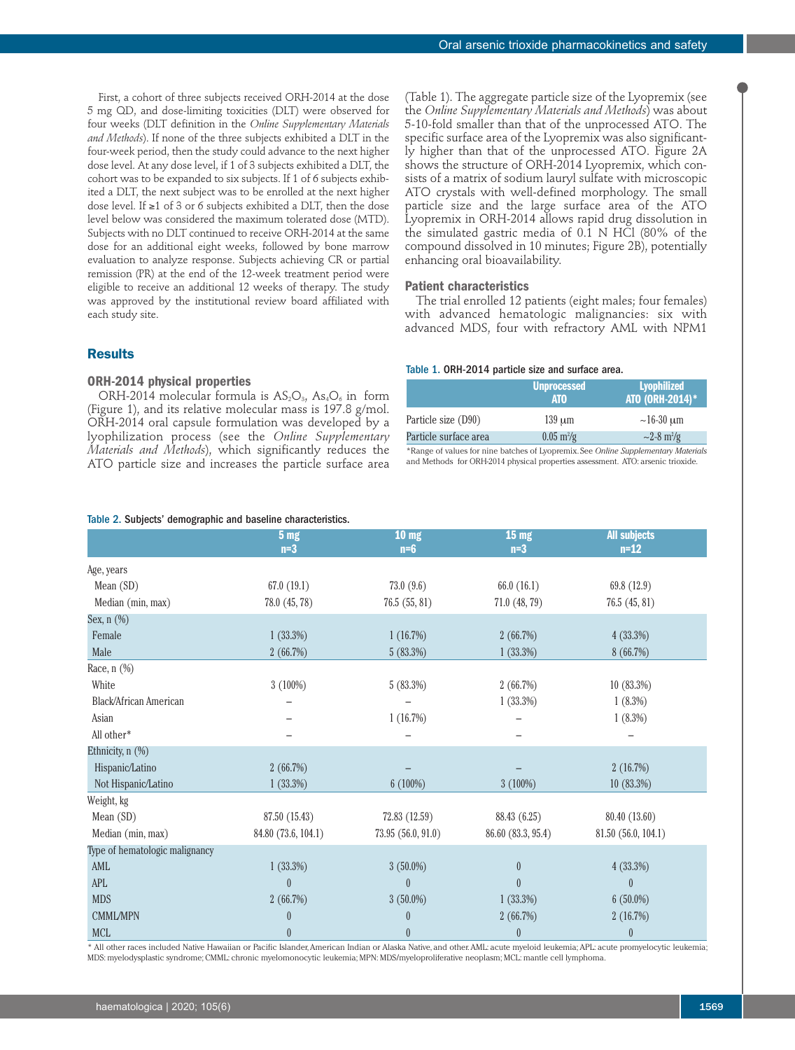First, a cohort of three subjects received ORH-2014 at the dose 5 mg QD, and dose-limiting toxicities (DLT) were observed for four weeks (DLT definition in the *Online Supplementary Materials and Methods*). If none of the three subjects exhibited a DLT in the four-week period, then the study could advance to the next higher dose level. At any dose level, if 1 of 3 subjects exhibited a DLT, the cohort was to be expanded to six subjects. If 1 of 6 subjects exhibited a DLT, the next subject was to be enrolled at the next higher dose level. If ≥1 of 3 or 6 subjects exhibited a DLT, then the dose level below was considered the maximum tolerated dose (MTD). Subjects with no DLT continued to receive ORH-2014 at the same dose for an additional eight weeks, followed by bone marrow evaluation to analyze response. Subjects achieving CR or partial remission (PR) at the end of the 12-week treatment period were eligible to receive an additional 12 weeks of therapy. The study was approved by the institutional review board affiliated with each study site.

## Results

### ORH-2014 physical properties

ORH-2014 molecular formula is $AS_2O_3$, $As_4O_6$ in form (Figure 1), and its relative molecular mass is 197.8 g/mol. ORH-2014 oral capsule formulation was developed by a lyophilization process (see the *Online Supplementary Materials and Methods*), which significantly reduces the ATO particle size and increases the particle surface area (Table 1). The aggregate particle size of the Lyopremix (see the *Online Supplementary Materials and Methods*) was about 5-10-fold smaller than that of the unprocessed ATO. The specific surface area of the Lyopremix was also significantly higher than that of the unprocessed ATO. Figure 2A shows the structure of ORH-2014 Lyopremix, which consists of a matrix of sodium lauryl sulfate with microscopic ATO crystals with well-defined morphology. The small particle size and the large surface area of the ATO Lyopremix in ORH-2014 allows rapid drug dissolution in the simulated gastric media of 0.1 N HCl (80% of the compound dissolved in 10 minutes; Figure 2B), potentially enhancing oral bioavailability.

### Patient characteristics

The trial enrolled 12 patients (eight males; four females) with advanced hematologic malignancies: six with advanced MDS, four with refractory AML with NPM1

Table 1. ORH-2014 particle size and surface area.

| | Unprocessed ATO | Lyophilized ATO (ORH-2014)* |
|---|---|---|
| Particle size (D90) | 139 μm | ~16-30 μm |
| Particle surface area | 0.05 $m^2/g$ | ~2-8 $m^2/g$ |

*Range of values for nine batches of Lyopremix. See *Online Supplementary Materials* and Methods for ORH-2014 physical properties assessment. ATO: arsenic trioxide.

Table 2. Subjects' demographic and baseline characteristics.

| | 5 mg n=3 | 10 mg n=6 | 15 mg n=3 | All subjects n=12 |
|---|---|---|---|---|
| Age, years | | | | |
| Mean (SD) | 67.0 (19.1) | 73.0 (9.6) | 66.0 (16.1) | 69.8 (12.9) |
| Median (min, max) | 78.0 (45, 78) | 76.5 (55, 81) | 71.0 (48, 79) | 76.5 (45, 81) |
| Sex, n (%) | | | | |
| Female | 1 (33.3%) | 1 (16.7%) | 2 (66.7%) | 4 (33.3%) |
| Male | 2 (66.7%) | 5 (83.3%) | 1 (33.3%) | 8 (66.7%) |
| Race, n (%) | | | | |
| White | 3 (100%) | 5 (83.3%) | 2 (66.7%) | 10 (83.3%) |
| Black/African American | – | – | 1 (33.3%) | 1 (8.3%) |
| Asian | – | 1 (16.7%) | – | 1 (8.3%) |
| All other* | – | – | – | – |
| Ethnicity, n (%) | | | | |
| Hispanic/Latino | 2 (66.7%) | – | – | 2 (16.7%) |
| Not Hispanic/Latino | 1 (33.3%) | 6 (100%) | 3 (100%) | 10 (83.3%) |
| Weight, kg | | | | |
| Mean (SD) | 87.50 (15.43) | 72.83 (12.59) | 88.43 (6.25) | 80.40 (13.60) |
| Median (min, max) | 84.80 (73.6, 104.1) | 73.95 (56.0, 91.0) | 86.60 (83.3, 95.4) | 81.50 (56.0, 104.1) |
| Type of hematologic malignancy | | | | |
| AML | 1 (33.3%) | 3 (50.0%) | 0 | 4 (33.3%) |
| APL | 0 | 0 | 0 | 0 |
| MDS | 2 (66.7%) | 3 (50.0%) | 1 (33.3%) | 6 (50.0%) |
| CMML/MPN | 0 | 0 | 2 (66.7%) | 2 (16.7%) |
| MCL | 0 | 0 | 0 | 0 |

* All other races included Native Hawaiian or Pacific Islander, American Indian or Alaska Native, and other. AML: acute myeloid leukemia; APL: acute promyelocytic leukemia; MDS: myelodysplastic syndrome; CMML: chronic myelomonocytic leukemia; MPN: MDS/myeloproliferative neoplasm; MCL: mantle cell lymphoma.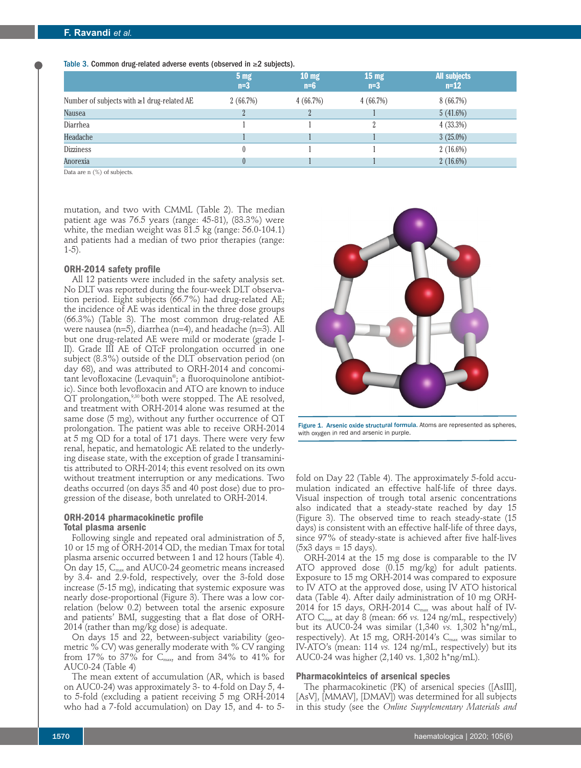Table 3. Common drug-related adverse events (observed in ≥2 subjects).

| | 5 mg n=3 | 10 mg n=6 | 15 mg n=3 | All subjects n=12 |
|---|---|---|---|---|
| Number of subjects with ≥1 drug-related AE | 2 (66.7%) | 4 (66.7%) | 4 (66.7%) | 8 (66.7%) |
| Nausea | 2 | 2 | 1 | 5 (41.6%) |
| Diarrhea | 1 | 1 | 2 | 4 (33.3%) |
| Headache | 1 | 1 | 1 | 3 (25.0%) |
| Dizziness | 0 | 1 | 1 | 2 (16.6%) |
| Anorexia | 0 | 1 | 1 | 2 (16.6%) |

Data are n (%) of subjects.

mutation, and two with CMML (Table 2). The median patient age was 76.5 years (range: 45-81), (83.3%) were white, the median weight was 81.5 kg (range: 56.0-104.1) and patients had a median of two prior therapies (range: 1-5).

### ORH-2014 safety profile

All 12 patients were included in the safety analysis set. No DLT was reported during the four-week DLT observation period. Eight subjects (66.7%) had drug-related AE; the incidence of AE was identical in the three dose groups (66.3%) (Table 3). The most common drug-related AE were nausea (n=5), diarrhea (n=4), and headache (n=3). All but one drug-related AE were mild or moderate (grade I-II). Grade III AE of QTcF prolongation occurred in one subject (8.3%) outside of the DLT observation period (on day 68), and was attributed to ORH-2014 and concomitant levofloxacine (Levaquin®; a fluoroquinolone antibiotic). Since both levofloxacin and ATO are known to induce QT prolongation,[9,30] both were stopped. The AE resolved, and treatment with ORH-2014 alone was resumed at the same dose (5 mg), without any further occurrence of QT prolongation. The patient was able to receive ORH-2014 at 5 mg QD for a total of 171 days. There were very few renal, hepatic, and hematologic AE related to the underlying disease state, with the exception of grade I transaminitis attributed to ORH-2014; this event resolved on its own without treatment interruption or any medications. Two deaths occurred (on days 35 and 40 post dose) due to progression of the disease, both unrelated to ORH-2014.

### ORH-2014 pharmacokinetic profile

#### Total plasma arsenic

Following single and repeated oral administration of 5, 10 or 15 mg of ORH-2014 QD, the median Tmax for total plasma arsenic occurred between 1 and 12 hours (Table 4). On day 15, $C_{max}$ and AUC0-24 geometric means increased by 3.4- and 2.9-fold, respectively, over the 3-fold dose increase (5-15 mg), indicating that systemic exposure was nearly dose-proportional (Figure 3). There was a low correlation (below 0.2) between total the arsenic exposure and patients' BMI, suggesting that a flat dose of ORH-2014 (rather than mg/kg dose) is adequate.

On days 15 and 22, between-subject variability (geometric % CV) was generally moderate with % CV ranging from 17% to 37% for $C_{max}$, and from 34% to 41% for AUC0-24 (Table 4)

The mean extent of accumulation (AR, which is based on AUC0-24) was approximately 3- to 4-fold on Day 5, 4- to 5-fold (excluding a patient receiving 5 mg ORH-2014 who had a 7-fold accumulation) on Day 15, and 4- to 5-fold on Day 22 (Table 4). The approximately 5-fold accumulation indicated an effective half-life of three days. Visual inspection of trough total arsenic concentrations also indicated that a steady-state reached by day 15 (Figure 3). The observed time to reach steady-state (15 days) is consistent with an effective half-life of three days, since 97% of steady-state is achieved after five half-lives (5x3 days = 15 days).

Figure 1. Arsenic oxide structural formula. Atoms are represented as spheres, with oxygen in red and arsenic in purple.

ORH-2014 at the 15 mg dose is comparable to the IV ATO approved dose (0.15 mg/kg) for adult patients. Exposure to 15 mg ORH-2014 was compared to exposure to IV ATO at the approved dose, using IV ATO historical data (Table 4). After daily administration of 10 mg ORH-2014 for 15 days, ORH-2014 $C_{max}$ was about half of IV-ATO $C_{max}$ at day 8 (mean: 66 *vs.* 124 ng/mL, respectively) but its AUC0-24 was similar (1,340 *vs.* 1,302 h*ng/mL, respectively). At 15 mg, ORH-2014's $C_{max}$ was similar to IV-ATO's (mean: 114 *vs.* 124 ng/mL, respectively) but its AUC0-24 was higher (2,140 vs. 1,302 h*ng/mL).

### Pharmacokinteics of arsenical species

The pharmacokinetic (PK) of arsenical species ([AsIII], [AsV], [MMAV], [DMAV]) was determined for all subjects in this study (see the *Online Supplementary Materials and*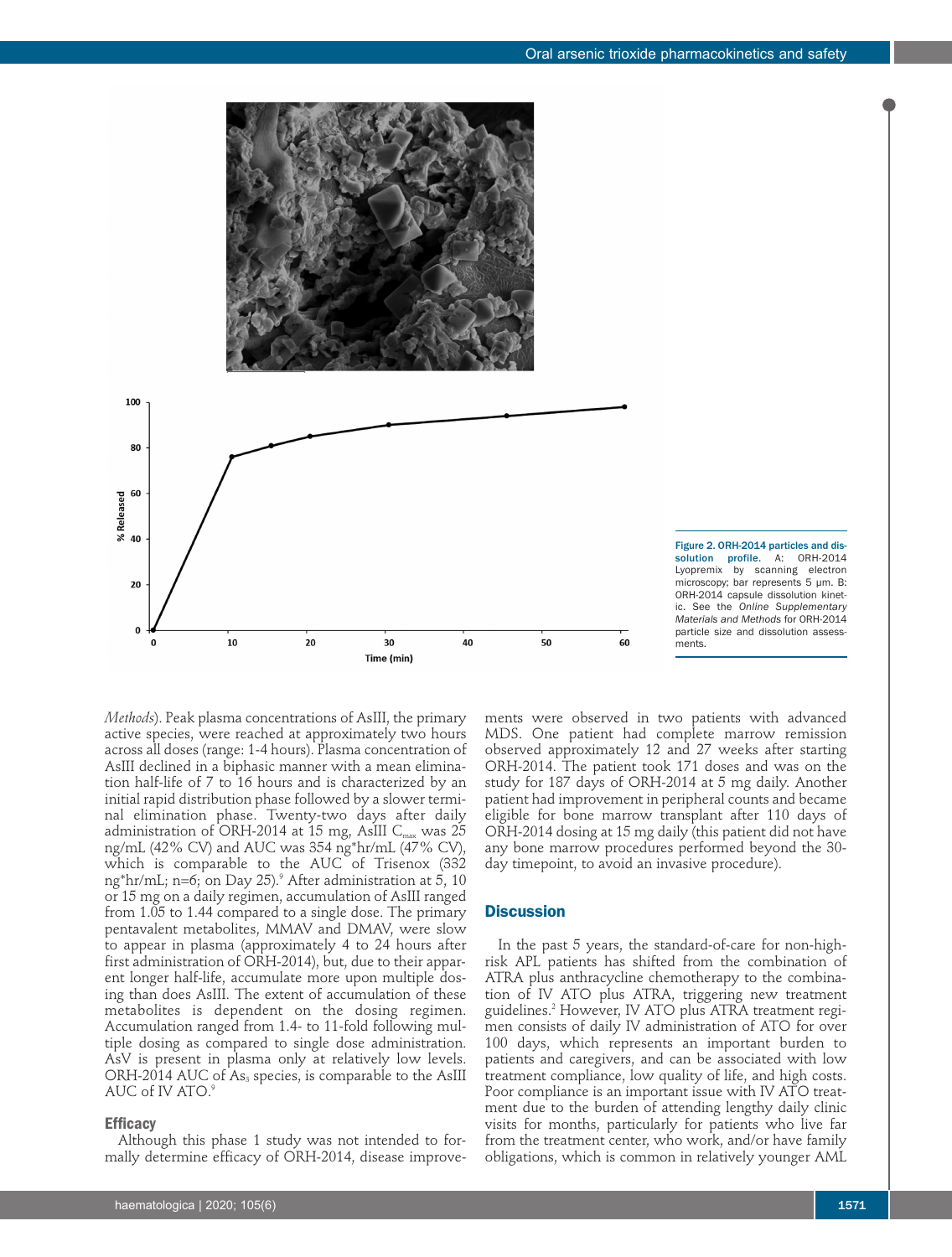Figure 2. ORH-2014 particles and dissolution profile. A: ORH-2014 Lyopremix by scanning electron microscopy; bar represents 5 μm. B: ORH-2014 capsule dissolution kinetic. See the *Online Supplementary Materials and Methods* for ORH-2014 particle size and dissolution assessments.

*Methods*). Peak plasma concentrations of AsIII, the primary active species, were reached at approximately two hours across all doses (range: 1-4 hours). Plasma concentration of AsIII declined in a biphasic manner with a mean elimination half-life of 7 to 16 hours and is characterized by an initial rapid distribution phase followed by a slower terminal elimination phase. Twenty-two days after daily administration of ORH-2014 at 15 mg, AsIII $C_{max}$ was 25 ng/mL (42% CV) and AUC was 354 ng*hr/mL (47% CV), which is comparable to the AUC of Trisenox (332 ng*hr/mL; n=6; on Day 25).[9] After administration at 5, 10 or 15 mg on a daily regimen, accumulation of AsIII ranged from 1.05 to 1.44 compared to a single dose. The primary pentavalent metabolites, MMAV and DMAV, were slow to appear in plasma (approximately 4 to 24 hours after first administration of ORH-2014), but, due to their apparent longer half-life, accumulate more upon multiple dosing than does AsIII. The extent of accumulation of these metabolites is dependent on the dosing regimen. Accumulation ranged from 1.4- to 11-fold following multiple dosing as compared to single dose administration. AsV is present in plasma only at relatively low levels. ORH-2014 AUC of $As_3$ species, is comparable to the AsIII AUC of IV ATO.[9]

### Efficacy

Although this phase 1 study was not intended to formally determine efficacy of ORH-2014, disease improvements were observed in two patients with advanced MDS. One patient had complete marrow remission observed approximately 12 and 27 weeks after starting ORH-2014. The patient took 171 doses and was on the study for 187 days of ORH-2014 at 5 mg daily. Another patient had improvement in peripheral counts and became eligible for bone marrow transplant after 110 days of ORH-2014 dosing at 15 mg daily (this patient did not have any bone marrow procedures performed beyond the 30-day timepoint, to avoid an invasive procedure).

## Discussion

In the past 5 years, the standard-of-care for non-high-risk APL patients has shifted from the combination of ATRA plus anthracycline chemotherapy to the combination of IV ATO plus ATRA, triggering new treatment guidelines.[2] However, IV ATO plus ATRA treatment regimen consists of daily IV administration of ATO for over 100 days, which represents an important burden to patients and caregivers, and can be associated with low treatment compliance, low quality of life, and high costs. Poor compliance is an important issue with IV ATO treatment due to the burden of attending lengthy daily clinic visits for months, particularly for patients who live far from the treatment center, who work, and/or have family obligations, which is common in relatively younger AML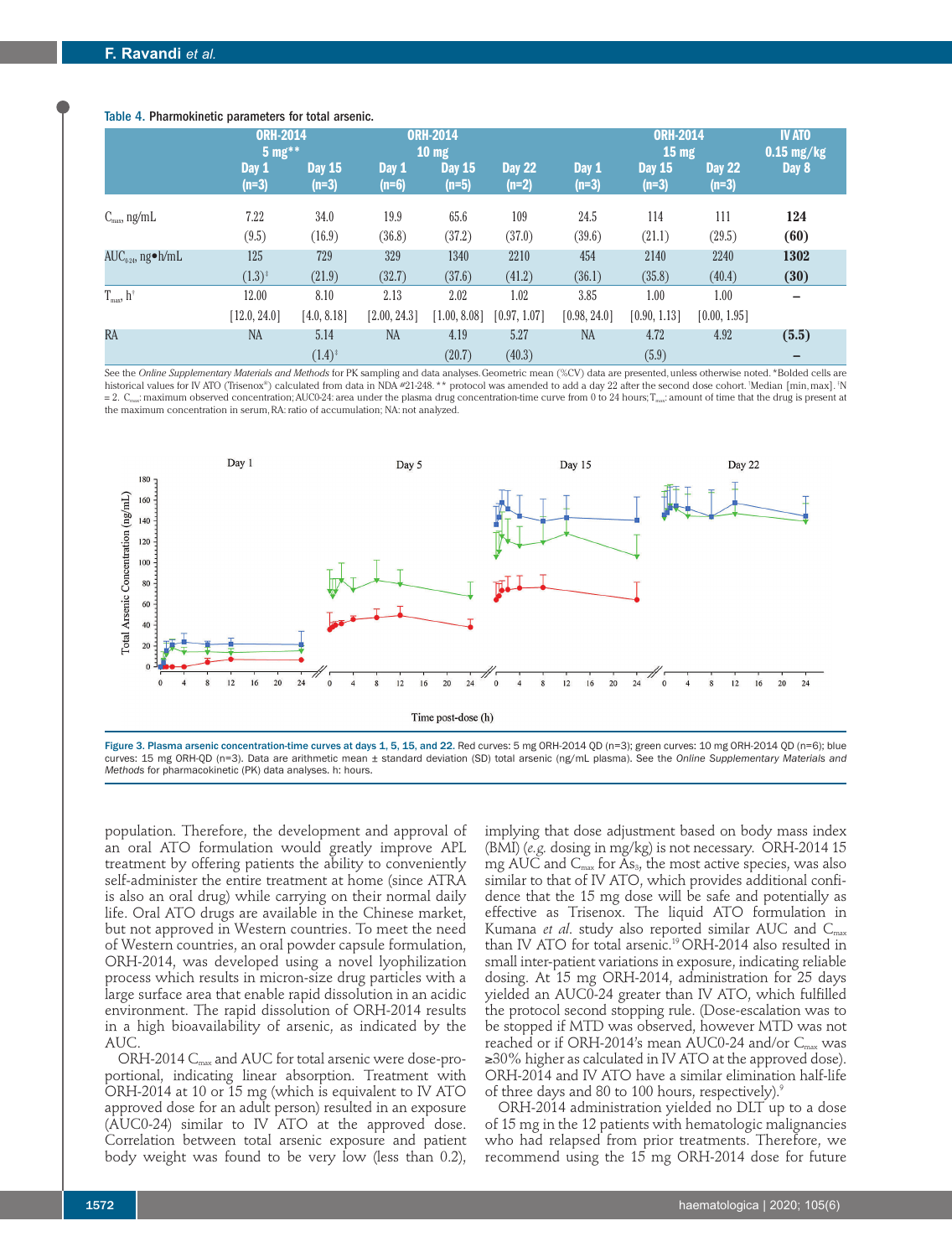Table 4. Pharmokinetic parameters for total arsenic.

| | ORH-2014 5 mg** | | ORH-2014 10 mg | | | ORH-2014 15 mg | | | IV ATO 0.15 mg/kg |
|---|---|---|---|---|---|---|---|---|---|
| | Day 1 (n=3) | Day 15 (n=3) | Day 1 (n=6) | Day 15 (n=5) | Day 22 (n=2) | Day 1 (n=3) | Day 15 (n=3) | Day 22 (n=3) | Day 8 |
| $C_{max}$, ng/mL | 7.22 (9.5) | 34.0 (16.9) | 19.9 (36.8) | 65.6 (37.2) | 109 (37.0) | 24.5 (39.6) | 114 (21.1) | 111 (29.5) | **124 (60)** |
| $AUC_{0-24}$, ng•h/mL | 125 (1.3)[‡] | 729 (21.9) | 329 (32.7) | 1340 (37.6) | 2210 (41.2) | 454 (36.1) | 2140 (35.8) | 2240 (40.4) | **1302 (30)** |
| $T_{max}$, h[†] | 12.00 [12.0, 24.0] | 8.10 [4.0, 8.18] | 2.13 [2.00, 24.3] | 2.02 [1.00, 8.08] | 1.02 [0.97, 1.07] | 3.85 [0.98, 24.0] | 1.00 [0.90, 1.13] | 1.00 [0.00, 1.95] | – |
| RA | NA | 5.14 (1.4)[‡] | NA | 4.19 (20.7) | 5.27 (40.3) | NA | 4.72 (5.9) | 4.92 | **(5.5)** – |

See the *Online Supplementary Materials and Methods* for PK sampling and data analyses. Geometric mean (%CV) data are presented, unless otherwise noted. *Bolded cells are historical values for IV ATO (Trisenox®) calculated from data in NDA #21-248. ** protocol was amended to add a day 22 after the second dose cohort. †Median [min, max]. ‡N = 2. $C_{max}$: maximum observed concentration; AUC0-24: area under the plasma drug concentration-time curve from 0 to 24 hours; $T_{max}$: amount of time that the drug is present at the maximum concentration in serum, RA: ratio of accumulation; NA: not analyzed.

**Figure 3. Plasma arsenic concentration-time curves at days 1, 5, 15, and 22.** Red curves: 5 mg ORH-2014 QD (n=3); green curves: 10 mg ORH-2014 QD (n=6); blue curves: 15 mg ORH-QD (n=3). Data are arithmetic mean ± standard deviation (SD) total arsenic (ng/mL plasma). See the *Online Supplementary Materials and Methods* for pharmacokinetic (PK) data analyses. h: hours.

population. Therefore, the development and approval of an oral ATO formulation would greatly improve APL treatment by offering patients the ability to conveniently self-administer the entire treatment at home (since ATRA is also an oral drug) while carrying on their normal daily life. Oral ATO drugs are available in the Chinese market, but not approved in Western countries. To meet the need of Western countries, an oral powder capsule formulation, ORH-2014, was developed using a novel lyophilization process which results in micron-size drug particles with a large surface area that enable rapid dissolution in an acidic environment. The rapid dissolution of ORH-2014 results in a high bioavailability of arsenic, as indicated by the AUC.

ORH-2014 $C_{max}$ and AUC for total arsenic were dose-proportional, indicating linear absorption. Treatment with ORH-2014 at 10 or 15 mg (which is equivalent to IV ATO approved dose for an adult person) resulted in an exposure (AUC0-24) similar to IV ATO at the approved dose. Correlation between total arsenic exposure and patient body weight was found to be very low (less than 0.2), implying that dose adjustment based on body mass index (BMI) (*e.g.* dosing in mg/kg) is not necessary. ORH-2014 15 mg AUC and $C_{max}$ for $As_3$, the most active species, was also similar to that of IV ATO, which provides additional confidence that the 15 mg dose will be safe and potentially as effective as Trisenox. The liquid ATO formulation in Kumana *et al.* study also reported similar AUC and $C_{max}$ than IV ATO for total arsenic.[19] ORH-2014 also resulted in small inter-patient variations in exposure, indicating reliable dosing. At 15 mg ORH-2014, administration for 25 days yielded an AUC0-24 greater than IV ATO, which fulfilled the protocol second stopping rule. (Dose-escalation was to be stopped if MTD was observed, however MTD was not reached or if ORH-2014's mean AUC0-24 and/or $C_{max}$ was ≥30% higher as calculated in IV ATO at the approved dose). ORH-2014 and IV ATO have a similar elimination half-life of three days and 80 to 100 hours, respectively).[9]

ORH-2014 administration yielded no DLT up to a dose of 15 mg in the 12 patients with hematologic malignancies who had relapsed from prior treatments. Therefore, we recommend using the 15 mg ORH-2014 dose for future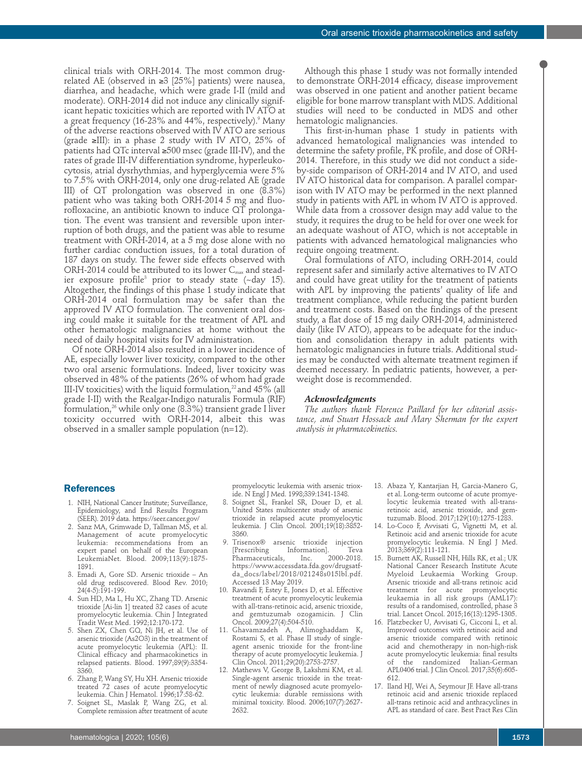clinical trials with ORH-2014. The most common drug-related AE (observed in ≥3 [25%] patients) were nausea, diarrhea, and headache, which were grade I-II (mild and moderate). ORH-2014 did not induce any clinically significant hepatic toxicities which are reported with IV ATO at a great frequency (16-23% and 44%, respectively).[9] Many of the adverse reactions observed with IV ATO are serious (grade ≥III): in a phase 2 study with IV ATO, 25% of patients had QTc interval ≥500 msec (grade III-IV), and the rates of grade III-IV differentiation syndrome, hyperleukocytosis, atrial dysrhythmias, and hyperglycemia were 5% to 7.5% with ORH-2014, only one drug-related AE (grade III) of QT prolongation was observed in one (8.3%) patient who was taking both ORH-2014 5 mg and fluorofloxacine, an antibiotic known to induce QT prolongation. The event was transient and reversible upon interruption of both drugs, and the patient was able to resume treatment with ORH-2014, at a 5 mg dose alone with no further cardiac conduction issues, for a total duration of 187 days on study. The fewer side effects observed with ORH-2014 could be attributed to its lower $C_{max}$ and steadier exposure profile[3] prior to steady state (~day 15). Altogether, the findings of this phase 1 study indicate that ORH-2014 oral formulation may be safer than the approved IV ATO formulation. The convenient oral dosing could make it suitable for the treatment of APL and other hematologic malignancies at home without the need of daily hospital visits for IV administration.

Of note ORH-2014 also resulted in a lower incidence of AE, especially lower liver toxicity, compared to the other two oral arsenic formulations. Indeed, liver toxicity was observed in 48% of the patients (26% of whom had grade III-IV toxicities) with the liquid formulation,[22] and 45% (all grade I-II) with the Realgar-Indigo naturalis Formula (RIF) formulation,[26] while only one (8.3%) transient grade I liver toxicity occurred with ORH-2014, albeit this was observed in a smaller sample population (n=12).

Although this phase 1 study was not formally intended to demonstrate ORH-2014 efficacy, disease improvement was observed in one patient and another patient became eligible for bone marrow transplant with MDS. Additional studies will need to be conducted in MDS and other hematologic malignancies.

This first-in-human phase 1 study in patients with advanced hematological malignancies was intended to determine the safety profile, PK profile, and dose of ORH-2014. Therefore, in this study we did not conduct a side-by-side comparison of ORH-2014 and IV ATO, and used IV ATO historical data for comparison. A parallel comparison with IV ATO may be performed in the next planned study in patients with APL in whom IV ATO is approved. While data from a crossover design may add value to the study, it requires the drug to be held for over one week for an adequate washout of ATO, which is not acceptable in patients with advanced hematological malignancies who require ongoing treatment.

Oral formulations of ATO, including ORH-2014, could represent safer and similarly active alternatives to IV ATO and could have great utility for the treatment of patients with APL by improving the patients' quality of life and treatment compliance, while reducing the patient burden and treatment costs. Based on the findings of the present study, a flat dose of 15 mg daily ORH-2014, administered daily (like IV ATO), appears to be adequate for the induction and consolidation therapy in adult patients with hematologic malignancies in future trials. Additional studies may be conducted with alternate treatment regimen if deemed necessary. In pediatric patients, however, a per-weight dose is recommended.

### *Acknowledgments*

*The authors thank Florence Paillard for her editorial assistance, and Stuart Hossack and Mary Sherman for the expert analysis in pharmacokinetics.*

## References

1. NIH, National Cancer Institute; Surveillance, Epidemiology, and End Results Program (SEER). 2019 data. https://seer.cancer.gov/
2. Sanz MA, Grimwade D, Tallman MS, et al. Management of acute promyelocytic leukemia: recommendations from an expert panel on behalf of the European LeukemiaNet. Blood. 2009;113(9):1875-1891.
3. Emadi A, Gore SD. Arsenic trioxide – An old drug rediscovered. Blood Rev. 2010; 24(4-5):191-199.
4. Sun HD, Ma L, Hu XC, Zhang TD. Arsenic trioxide [Ai-lin 1] treated 32 cases of acute promyelocytic leukemia. Chin J Integrated Tradit West Med. 1992;12:170-172.
5. Shen ZX, Chen GQ, Ni JH, et al. Use of arsenic trioxide (As2O3) in the treatment of acute promyelocytic leukemia (APL): II. Clinical efficacy and pharmacokinetics in relapsed patients. Blood. 1997;89(9):3354-3360.
6. Zhang P, Wang SY, Hu XH. Arsenic trioxide treated 72 cases of acute promyelocytic leukemia. Chin J Hematol. 1996;17:58-62.
7. Soignet SL, Maslak P, Wang ZG, et al. Complete remission after treatment of acute promyelocytic leukemia with arsenic trioxide. N Engl J Med. 1998;339:1341-1348.
8. Soignet SL, Frankel SR, Douer D, et al. United States multicenter study of arsenic trioxide in relapsed acute promyelocytic leukemia. J Clin Oncol. 2001;19(18):3852-3860.
9. Trisenox® arsenic trioxide injection [Prescribing Information]. Teva Pharmaceuticals, Inc. 2000-2018. https://www.accessdata.fda.gov/drugsatfda_docs/label/2018/021248s015lbl.pdf. Accessed 13 May 2019.
10. Ravandi F, Estey E, Jones D, et al. Effective treatment of acute promyelocytic leukemia with all-trans-retinoic acid, arsenic trioxide, and gemtuzumab ozogamicin. J Clin Oncol. 2009;27(4):504-510.
11. Ghavamzadeh A, Alimoghaddam K, Rostami S, et al. Phase II study of single-agent arsenic trioxide for the front-line therapy of acute promyelocytic leukemia. J Clin Oncol. 2011;29(20):2753-2757.
12. Mathews V, George B, Lakshmi KM, et al. Single-agent arsenic trioxide in the treatment of newly diagnosed acute promyelocytic leukemia: durable remissions with minimal toxicity. Blood. 2006;107(7):2627-2632.
13. Abaza Y, Kantarjian H, Garcia-Manero G, et al. Long-term outcome of acute promyelocytic leukemia treated with all-trans-retinoic acid, arsenic trioxide, and gemtuzumab. Blood. 2017;129(10):1275-1283.
14. Lo-Coco F, Avvisati G, Vignetti M, et al. Retinoic acid and arsenic trioxide for acute promyelocytic leukemia. N Engl J Med. 2013;369(2):111-121.
15. Burnett AK, Russell NH, Hills RK, et al.; UK National Cancer Research Institute Acute Myeloid Leukaemia Working Group. Arsenic trioxide and all-trans retinoic acid treatment for acute promyelocytic leukaemia in all risk groups (AML17): results of a randomised, controlled, phase 3 trial. Lancet Oncol. 2015;16(13):1295-1305.
16. Platzbecker U, Avvisati G, Cicconi L, et al. Improved outcomes with retinoic acid and arsenic trioxide compared with retinoic acid and chemotherapy in non-high-risk acute promyelocytic leukemia: final results of the randomized Italian-German APL0406 trial. J Clin Oncol. 2017;35(6):605-612.
17. Iland HJ, Wei A, Seymour JF. Have all-trans retinoic acid and arsenic trioxide replaced all-trans retinoic acid and anthracyclines in APL as standard of care. Best Pract Res Clin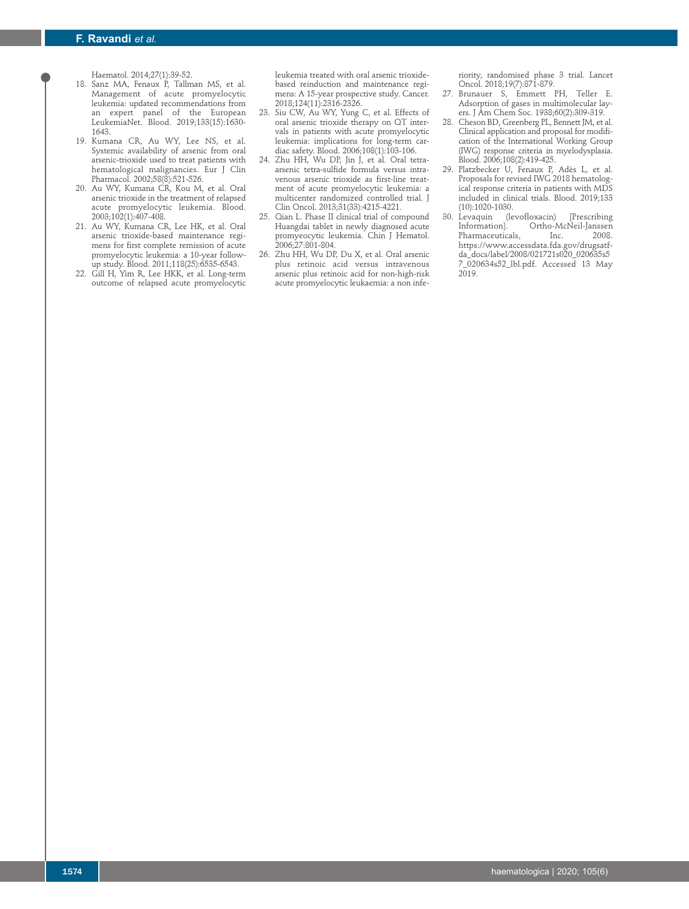Haematol. 2014;27(1):39-52.

18. Sanz MA, Fenaux P, Tallman MS, et al. Management of acute promyelocytic leukemia: updated recommendations from an expert panel of the European LeukemiaNet. Blood. 2019;133(15):1630-1643.
19. Kumana CR, Au WY, Lee NS, et al. Systemic availability of arsenic from oral arsenic-trioxide used to treat patients with hematological malignancies. Eur J Clin Pharmacol. 2002;58(8):521-526.
20. Au WY, Kumana CR, Kou M, et al. Oral arsenic trioxide in the treatment of relapsed acute promyelocytic leukemia. Blood. 2003;102(1):407-408.
21. Au WY, Kumana CR, Lee HK, et al. Oral arsenic trioxide-based maintenance regimens for first complete remission of acute promyelocytic leukemia: a 10-year follow-up study. Blood. 2011;118(25):6535-6543.
22. Gill H, Yim R, Lee HKK, et al. Long-term outcome of relapsed acute promyelocytic leukemia treated with oral arsenic trioxide-based reinduction and maintenance regimens: A 15-year prospective study. Cancer. 2018;124(11):2316-2326.
23. Siu CW, Au WY, Yung C, et al. Effects of oral arsenic trioxide therapy on QT intervals in patients with acute promyelocytic leukemia: implications for long-term cardiac safety. Blood. 2006;108(1):103-106.
24. Zhu HH, Wu DP, Jin J, et al. Oral tetra-arsenic tetra-sulfide formula versus intravenous arsenic trioxide as first-line treatment of acute promyelocytic leukemia: a multicenter randomized controlled trial. J Clin Oncol. 2013;31(33):4215-4221.
25. Qian L. Phase II clinical trial of compound Huangdai tablet in newly diagnosed acute promyeocytic leukemia. Chin J Hematol. 2006;27:801-804.
26. Zhu HH, Wu DP, Du X, et al. Oral arsenic plus retinoic acid versus intravenous arsenic plus retinoic acid for non-high-risk acute promyelocytic leukaemia: a non inferiority, randomised phase 3 trial. Lancet Oncol. 2018;19(7):871-879.
27. Brunauer S, Emmett PH, Teller E. Adsorption of gases in multimolecular layers. J Am Chem Soc. 1938;60(2):309-319.
28. Cheson BD, Greenberg PL, Bennett JM, et al. Clinical application and proposal for modification of the International Working Group (IWG) response criteria in myelodysplasia. Blood. 2006;108(2):419-425.
29. Platzbecker U, Fenaux P, Adès L, et al. Proposals for revised IWG 2018 hematological response criteria in patients with MDS included in clinical trials. Blood. 2019;133(10):1020-1030.
30. Levaquin (levofloxacin) [Prescribing Information]. Ortho-McNeil-Janssen Pharmaceuticals, Inc. 2008. https://www.accessdata.fda.gov/drugsatfda_docs/label/2008/021721s020_020635s57_020634s52_lbl.pdf. Accessed 13 May 2019.